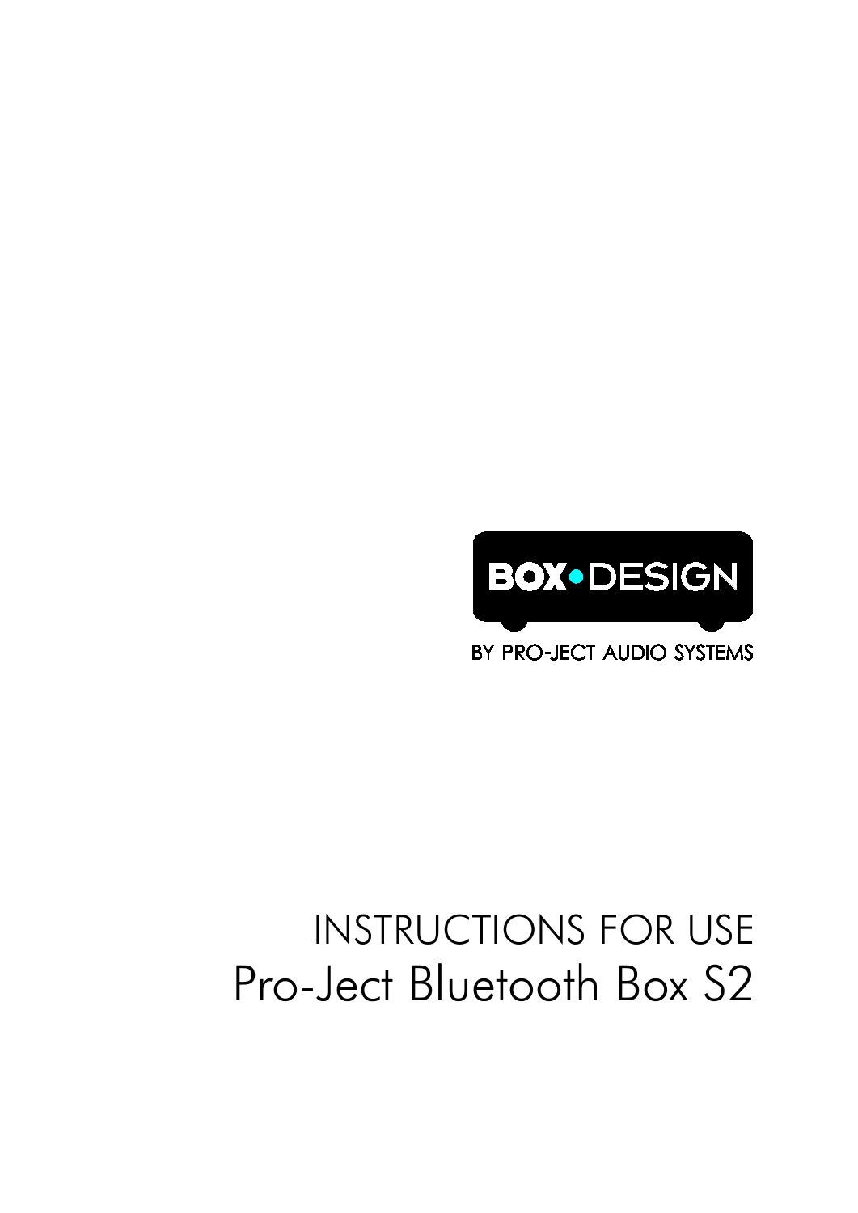BOX•DESIGN

BY PRO-JECT AUDIO SYSTEMS

# INSTRUCTIONS FOR USE

# Pro-Ject Bluetooth Box S2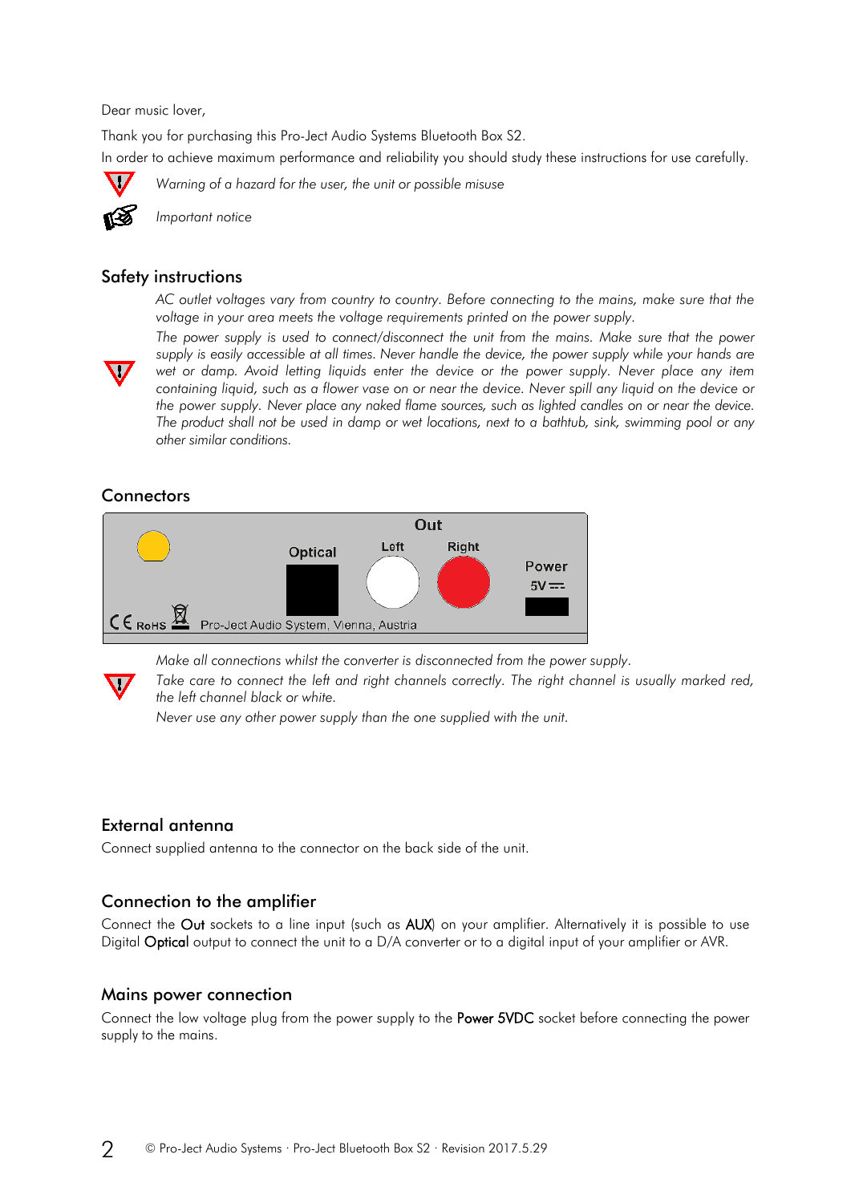Dear music lover,

Thank you for purchasing this Pro-Ject Audio Systems Bluetooth Box S2.

In order to achieve maximum performance and reliability you should study these instructions for use carefully.

*Warning of a hazard for the user, the unit or possible misuse*

*Important notice*

## Safety instructions

*AC outlet voltages vary from country to country. Before connecting to the mains, make sure that the voltage in your area meets the voltage requirements printed on the power supply.*

*The power supply is used to connect/disconnect the unit from the mains. Make sure that the power supply is easily accessible at all times. Never handle the device, the power supply while your hands are wet or damp. Avoid letting liquids enter the device or the power supply. Never place any item containing liquid, such as a flower vase on or near the device. Never spill any liquid on the device or the power supply. Never place any naked flame sources, such as lighted candles on or near the device. The product shall not be used in damp or wet locations, next to a bathtub, sink, swimming pool or any other similar conditions.*

## Connectors

Out

Optical Left Right

Power 5V

CE RoHS Pro-Ject Audio System, Vienna, Austria

*Make all connections whilst the converter is disconnected from the power supply.*

*Take care to connect the left and right channels correctly. The right channel is usually marked red, the left channel black or white.*

*Never use any other power supply than the one supplied with the unit.*

## External antenna

Connect supplied antenna to the connector on the back side of the unit.

## Connection to the amplifier

Connect the **Out** sockets to a line input (such as **AUX**) on your amplifier. Alternatively it is possible to use Digital **Optical** output to connect the unit to a D/A converter or to a digital input of your amplifier or AVR.

## Mains power connection

Connect the low voltage plug from the power supply to the **Power 5VDC** socket before connecting the power supply to the mains.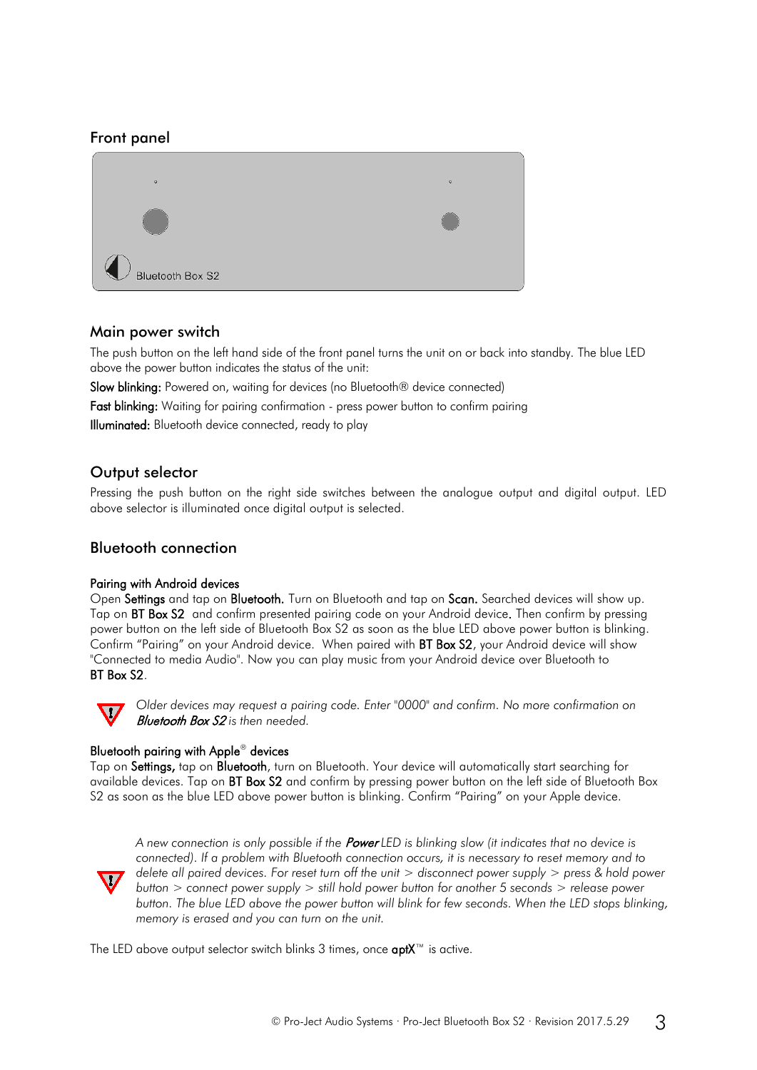## Front panel

Bluetooth Box S2

## Main power switch

The push button on the left hand side of the front panel turns the unit on or back into standby. The blue LED above the power button indicates the status of the unit:

**Slow blinking:** Powered on, waiting for devices (no Bluetooth® device connected)

**Fast blinking:** Waiting for pairing confirmation - press power button to confirm pairing

**Illuminated:** Bluetooth device connected, ready to play

## Output selector

Pressing the push button on the right side switches between the analogue output and digital output. LED above selector is illuminated once digital output is selected.

## Bluetooth connection

### Pairing with Android devices

Open **Settings** and tap on **Bluetooth.** Turn on Bluetooth and tap on **Scan.** Searched devices will show up. Tap on **BT Box S2** and confirm presented pairing code on your Android device**.** Then confirm by pressing power button on the left side of Bluetooth Box S2 as soon as the blue LED above power button is blinking. Confirm "Pairing" on your Android device. When paired with **BT Box S2**, your Android device will show "Connected to media Audio". Now you can play music from your Android device over Bluetooth to **BT Box S2**.

*Older devices may request a pairing code. Enter "0000" and confirm. No more confirmation on **Bluetooth Box S2** is then needed.*

### Bluetooth pairing with Apple® devices

Tap on **Settings,** tap on **Bluetooth**, turn on Bluetooth. Your device will automatically start searching for available devices. Tap on **BT Box S2** and confirm by pressing power button on the left side of Bluetooth Box S2 as soon as the blue LED above power button is blinking. Confirm "Pairing" on your Apple device.

*A new connection is only possible if the **Power** LED is blinking slow (it indicates that no device is connected). If a problem with Bluetooth connection occurs, it is necessary to reset memory and to delete all paired devices. For reset turn off the unit > disconnect power supply > press & hold power button > connect power supply > still hold power button for another 5 seconds > release power button. The blue LED above the power button will blink for few seconds. When the LED stops blinking, memory is erased and you can turn on the unit.*

The LED above output selector switch blinks 3 times, once **aptX**™ is active.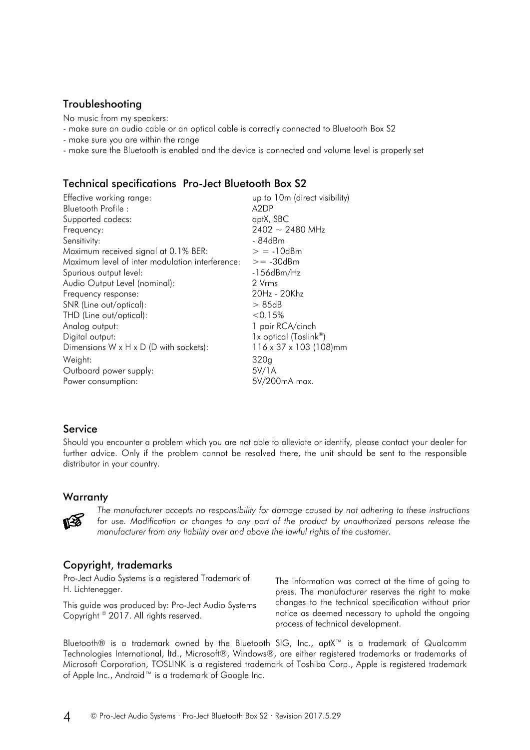## Troubleshooting

No music from my speakers:

- make sure an audio cable or an optical cable is correctly connected to Bluetooth Box S2
- make sure you are within the range
- make sure the Bluetooth is enabled and the device is connected and volume level is properly set

## Technical specifications Pro-Ject Bluetooth Box S2

| | |
|---|---|
| Effective working range: | up to 10m (direct visibility) |
| Bluetooth Profile : | A2DP |
| Supported codecs: | aptX, SBC |
| Frequency: | 2402 ~ 2480 MHz |
| Sensitivity: | - 84dBm |
| Maximum received signal at 0.1% BER: | > = -10dBm |
| Maximum level of inter modulation interference: | >= -30dBm |
| Spurious output level: | -156dBm/Hz |
| Audio Output Level (nominal): | 2 Vrms |
| Frequency response: | 20Hz - 20Khz |
| SNR (Line out/optical): | > 85dB |
| THD (Line out/optical): | <0.15% |
| Analog output: | 1 pair RCA/cinch |
| Digital output: | 1x optical (Toslink®) |
| Dimensions W x H x D (D with sockets): | 116 x 37 x 103 (108)mm |
| Weight: | 320g |
| Outboard power supply: | 5V/1A |
| Power consumption: | 5V/200mA max. |

## Service

Should you encounter a problem which you are not able to alleviate or identify, please contact your dealer for further advice. Only if the problem cannot be resolved there, the unit should be sent to the responsible distributor in your country.

## Warranty

*The manufacturer accepts no responsibility for damage caused by not adhering to these instructions for use. Modification or changes to any part of the product by unauthorized persons release the manufacturer from any liability over and above the lawful rights of the customer.*

## Copyright, trademarks

Pro-Ject Audio Systems is a registered Trademark of H. Lichtenegger.

This guide was produced by: Pro-Ject Audio Systems Copyright © 2017. All rights reserved.

The information was correct at the time of going to press. The manufacturer reserves the right to make changes to the technical specification without prior notice as deemed necessary to uphold the ongoing process of technical development.

Bluetooth® is a trademark owned by the Bluetooth SIG, Inc., aptX™ is a trademark of Qualcomm Technologies International, ltd., Microsoft®, Windows®, are either registered trademarks or trademarks of Microsoft Corporation, TOSLINK is a registered trademark of Toshiba Corp., Apple is registered trademark of Apple Inc., Android™ is a trademark of Google Inc.